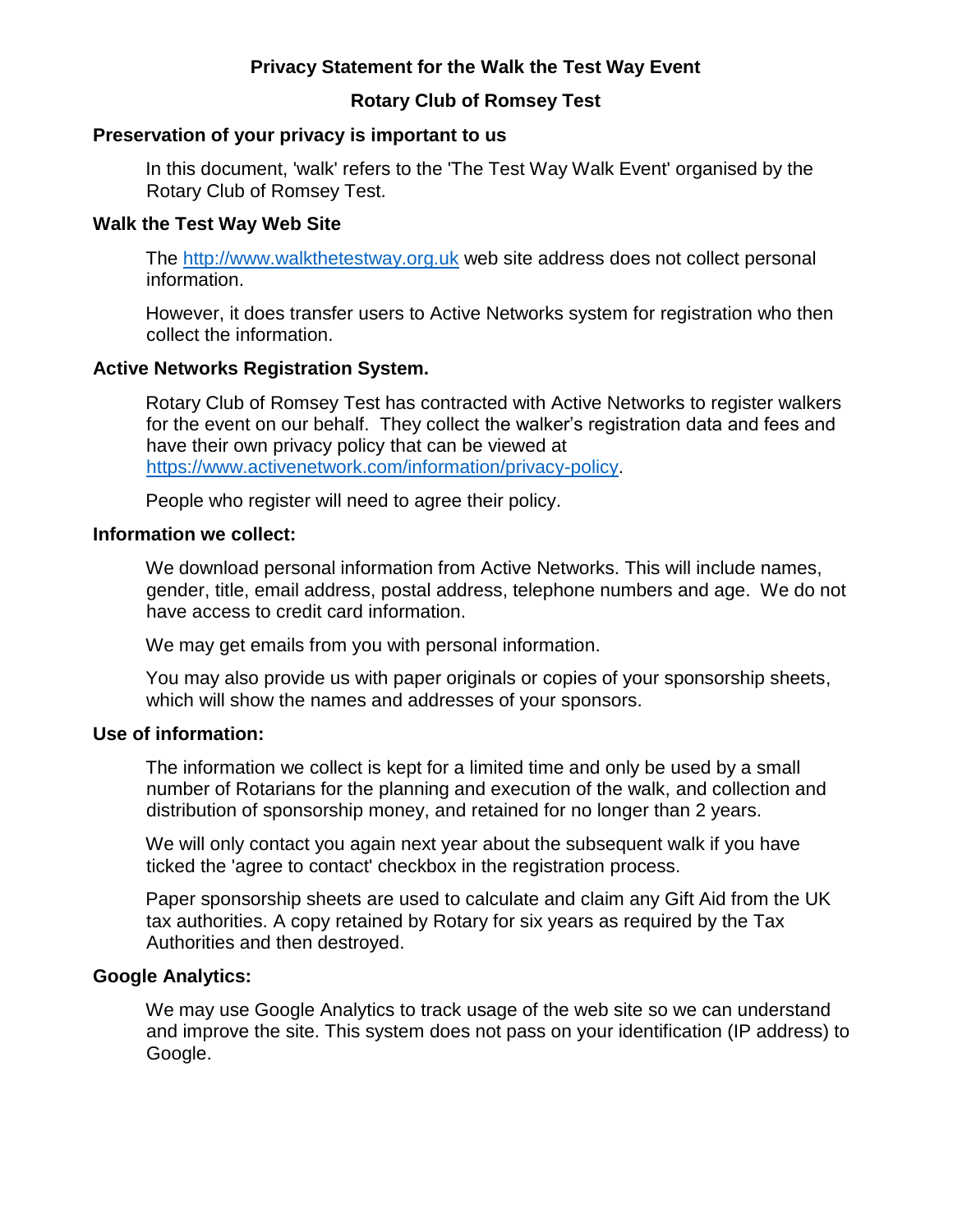# Privacy Statement for the Walk the Test Way Event

## Rotary Club of Romsey Test

### Preservation of your privacy is important to us

In this document, 'walk' refers to the 'The Test Way Walk Event' organised by the Rotary Club of Romsey Test.

### Walk the Test Way Web Site

The http://www.walkthetestway.org.uk web site address does not collect personal information.

However, it does transfer users to Active Networks system for registration who then collect the information.

### Active Networks Registration System.

Rotary Club of Romsey Test has contracted with Active Networks to register walkers for the event on our behalf. They collect the walker's registration data and fees and have their own privacy policy that can be viewed at https://www.activenetwork.com/information/privacy-policy.

People who register will need to agree their policy.

### Information we collect:

We download personal information from Active Networks. This will include names, gender, title, email address, postal address, telephone numbers and age. We do not have access to credit card information.

We may get emails from you with personal information.

You may also provide us with paper originals or copies of your sponsorship sheets, which will show the names and addresses of your sponsors.

### Use of information:

The information we collect is kept for a limited time and only be used by a small number of Rotarians for the planning and execution of the walk, and collection and distribution of sponsorship money, and retained for no longer than 2 years.

We will only contact you again next year about the subsequent walk if you have ticked the 'agree to contact' checkbox in the registration process.

Paper sponsorship sheets are used to calculate and claim any Gift Aid from the UK tax authorities. A copy retained by Rotary for six years as required by the Tax Authorities and then destroyed.

### Google Analytics:

We may use Google Analytics to track usage of the web site so we can understand and improve the site. This system does not pass on your identification (IP address) to Google.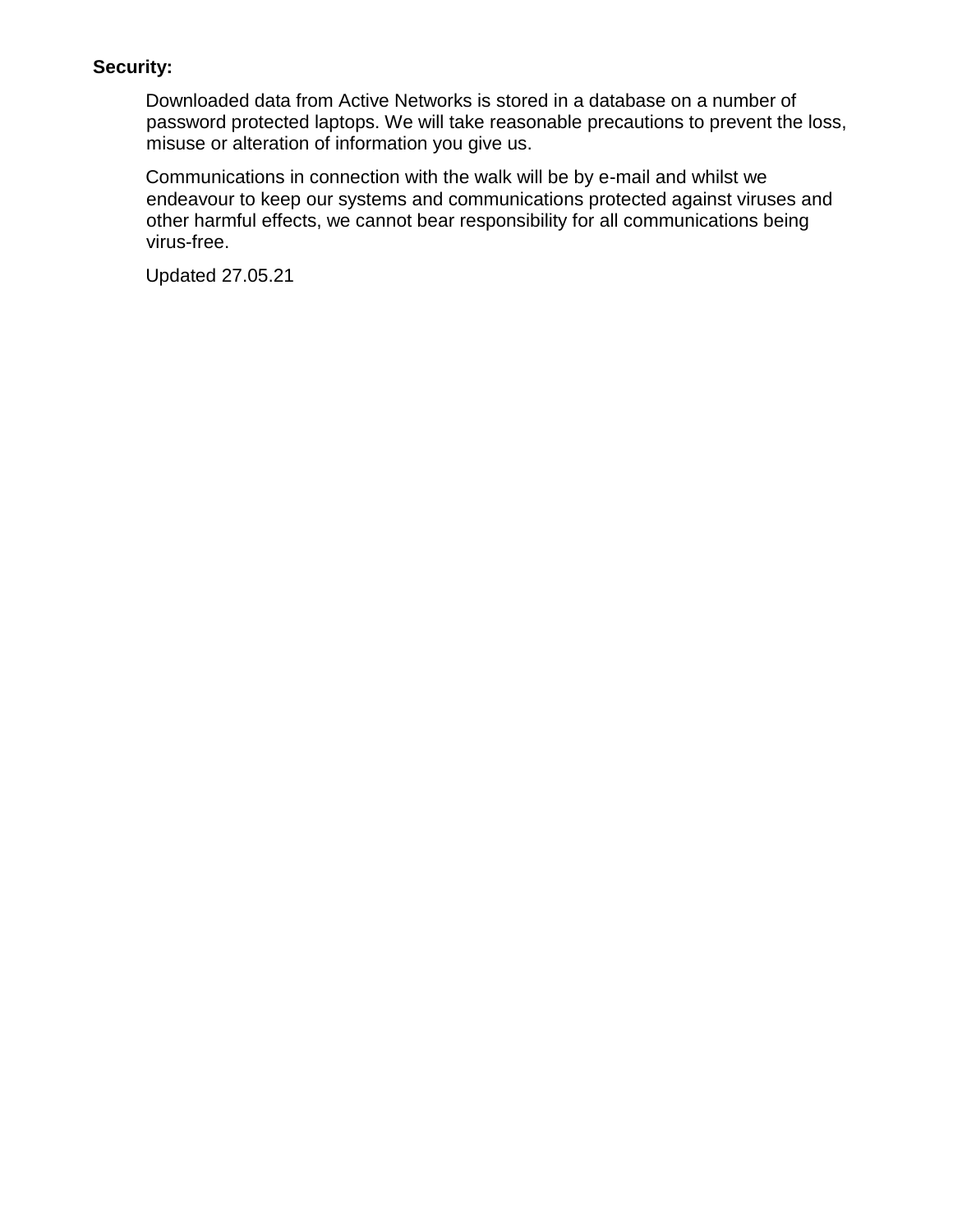**Security:**

Downloaded data from Active Networks is stored in a database on a number of password protected laptops. We will take reasonable precautions to prevent the loss, misuse or alteration of information you give us.

Communications in connection with the walk will be by e-mail and whilst we endeavour to keep our systems and communications protected against viruses and other harmful effects, we cannot bear responsibility for all communications being virus-free.

Updated 27.05.21